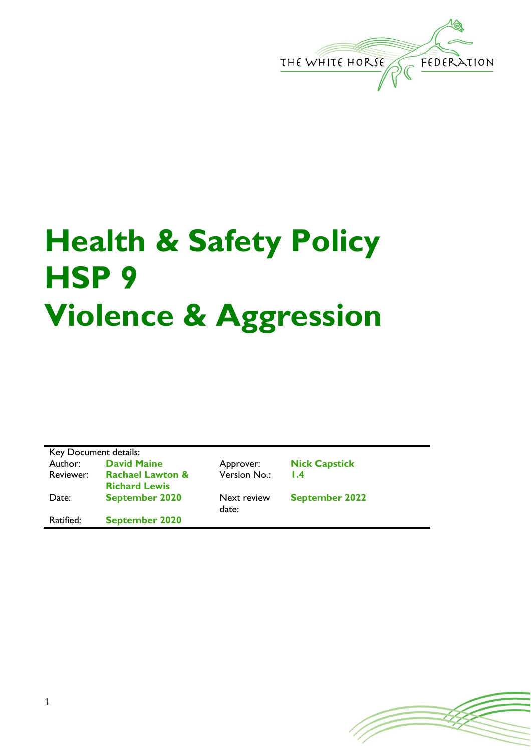THE WHITE HORSE FEDERATION

# Health & Safety Policy HSP 9 Violence & Aggression

| Key Document details: | | | |
|---|---|---|---|
| Author: | **David Maine** | Approver: | **Nick Capstick** |
| Reviewer: | **Rachael Lawton & Richard Lewis** | Version No.: | **1.4** |
| Date: | **September 2020** | Next review date: | **September 2022** |
| Ratified: | **September 2020** | | |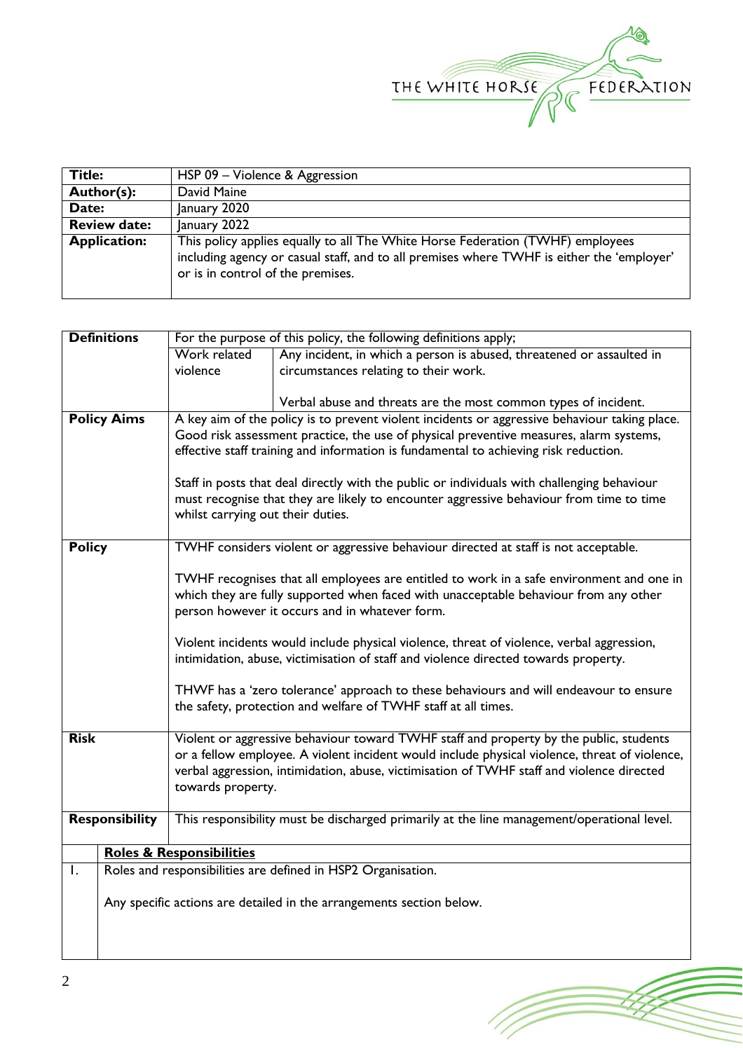| Title: | HSP 09 – Violence & Aggression |
|---|---|
| **Author(s):** | David Maine |
| **Date:** | January 2020 |
| **Review date:** | January 2022 |
| **Application:** | This policy applies equally to all The White Horse Federation (TWHF) employees including agency or casual staff, and to all premises where TWHF is either the 'employer' or is in control of the premises. |

| **Definitions** | For the purpose of this policy, the following definitions apply; | |
|---|---|---|
| | Work related violence | Any incident, in which a person is abused, threatened or assaulted in circumstances relating to their work.<br><br>Verbal abuse and threats are the most common types of incident. |
| **Policy Aims** | A key aim of the policy is to prevent violent incidents or aggressive behaviour taking place. Good risk assessment practice, the use of physical preventive measures, alarm systems, effective staff training and information is fundamental to achieving risk reduction.<br><br>Staff in posts that deal directly with the public or individuals with challenging behaviour must recognise that they are likely to encounter aggressive behaviour from time to time whilst carrying out their duties. | |
| **Policy** | TWHF considers violent or aggressive behaviour directed at staff is not acceptable.<br><br>TWHF recognises that all employees are entitled to work in a safe environment and one in which they are fully supported when faced with unacceptable behaviour from any other person however it occurs and in whatever form.<br><br>Violent incidents would include physical violence, threat of violence, verbal aggression, intimidation, abuse, victimisation of staff and violence directed towards property.<br><br>THWF has a 'zero tolerance' approach to these behaviours and will endeavour to ensure the safety, protection and welfare of TWHF staff at all times. | |
| **Risk** | Violent or aggressive behaviour toward TWHF staff and property by the public, students or a fellow employee. A violent incident would include physical violence, threat of violence, verbal aggression, intimidation, abuse, victimisation of TWHF staff and violence directed towards property. | |
| **Responsibility** | This responsibility must be discharged primarily at the line management/operational level. | |

| | **Roles & Responsibilities** |
|---|---|
| 1. | Roles and responsibilities are defined in HSP2 Organisation.<br><br>Any specific actions are detailed in the arrangements section below. |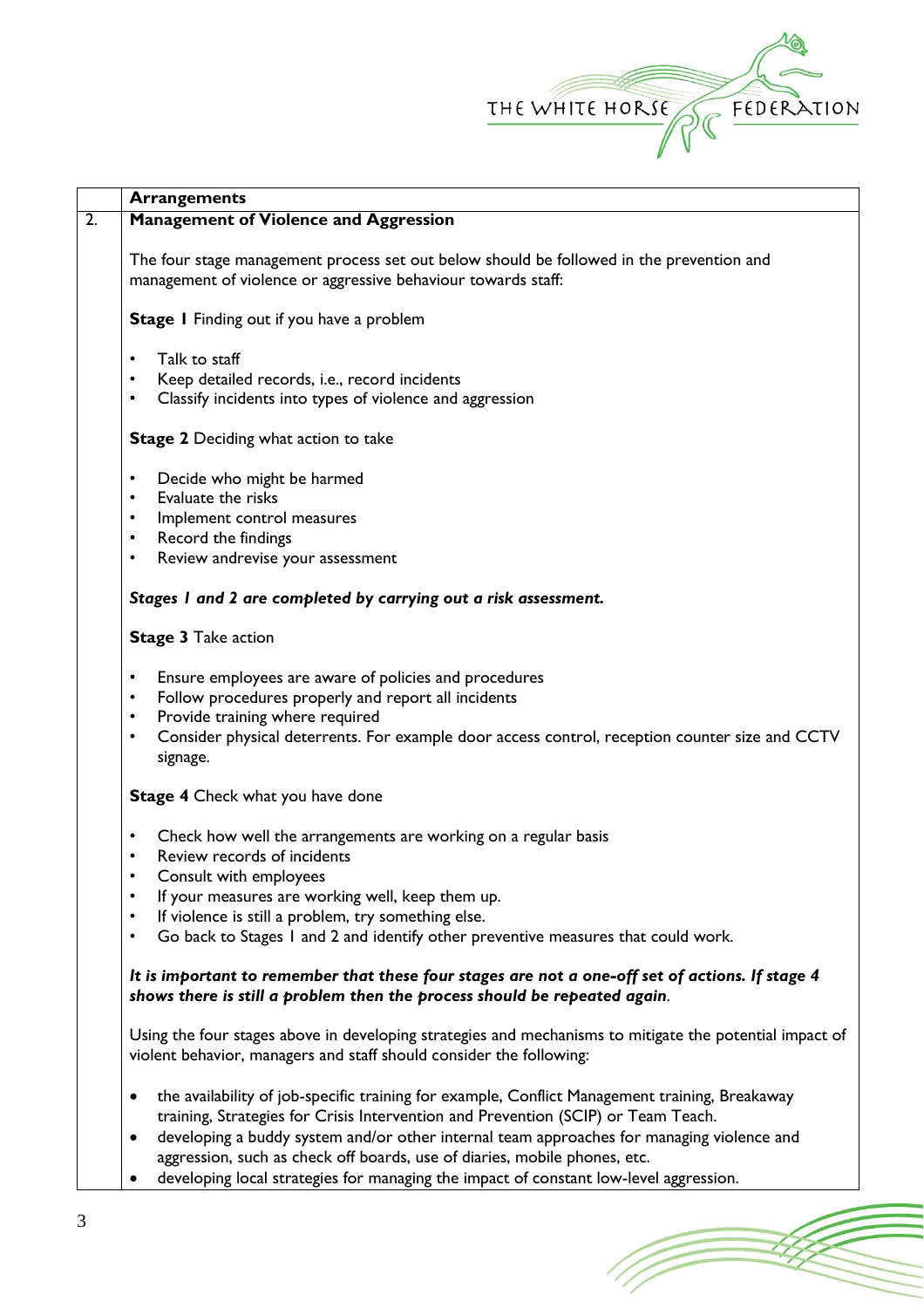| | Arrangements |
|---|---|
| 2. | **Management of Violence and Aggression** |

## 2. Management of Violence and Aggression

The four stage management process set out below should be followed in the prevention and management of violence or aggressive behaviour towards staff:

**Stage 1** Finding out if you have a problem

- Talk to staff
- Keep detailed records, i.e., record incidents
- Classify incidents into types of violence and aggression

**Stage 2** Deciding what action to take

- Decide who might be harmed
- Evaluate the risks
- Implement control measures
- Record the findings
- Review andrevise your assessment

***Stages 1 and 2 are completed by carrying out a risk assessment.***

**Stage 3** Take action

- Ensure employees are aware of policies and procedures
- Follow procedures properly and report all incidents
- Provide training where required
- Consider physical deterrents. For example door access control, reception counter size and CCTV signage.

**Stage 4** Check what you have done

- Check how well the arrangements are working on a regular basis
- Review records of incidents
- Consult with employees
- If your measures are working well, keep them up.
- If violence is still a problem, try something else.
- Go back to Stages 1 and 2 and identify other preventive measures that could work.

***It is important to remember that these four stages are not a one-off set of actions. If stage 4 shows there is still a problem then the process should be repeated again***.

Using the four stages above in developing strategies and mechanisms to mitigate the potential impact of violent behavior, managers and staff should consider the following:

- the availability of job-specific training for example, Conflict Management training, Breakaway training, Strategies for Crisis Intervention and Prevention (SCIP) or Team Teach.
- developing a buddy system and/or other internal team approaches for managing violence and aggression, such as check off boards, use of diaries, mobile phones, etc.
- developing local strategies for managing the impact of constant low-level aggression.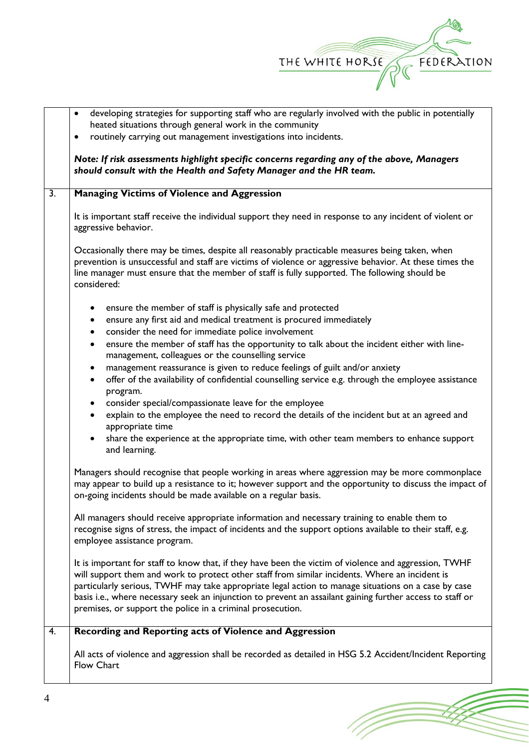- developing strategies for supporting staff who are regularly involved with the public in potentially heated situations through general work in the community
- routinely carrying out management investigations into incidents.

***Note: If risk assessments highlight specific concerns regarding any of the above, Managers should consult with the Health and Safety Manager and the HR team.***

## 3. Managing Victims of Violence and Aggression

It is important staff receive the individual support they need in response to any incident of violent or aggressive behavior.

Occasionally there may be times, despite all reasonably practicable measures being taken, when prevention is unsuccessful and staff are victims of violence or aggressive behavior. At these times the line manager must ensure that the member of staff is fully supported. The following should be considered:

- ensure the member of staff is physically safe and protected
- ensure any first aid and medical treatment is procured immediately
- consider the need for immediate police involvement
- ensure the member of staff has the opportunity to talk about the incident either with line-management, colleagues or the counselling service
- management reassurance is given to reduce feelings of guilt and/or anxiety
- offer of the availability of confidential counselling service e.g. through the employee assistance program.
- consider special/compassionate leave for the employee
- explain to the employee the need to record the details of the incident but at an agreed and appropriate time
- share the experience at the appropriate time, with other team members to enhance support and learning.

Managers should recognise that people working in areas where aggression may be more commonplace may appear to build up a resistance to it; however support and the opportunity to discuss the impact of on-going incidents should be made available on a regular basis.

All managers should receive appropriate information and necessary training to enable them to recognise signs of stress, the impact of incidents and the support options available to their staff, e.g. employee assistance program.

It is important for staff to know that, if they have been the victim of violence and aggression, TWHF will support them and work to protect other staff from similar incidents. Where an incident is particularly serious, TWHF may take appropriate legal action to manage situations on a case by case basis i.e., where necessary seek an injunction to prevent an assailant gaining further access to staff or premises, or support the police in a criminal prosecution.

## 4. Recording and Reporting acts of Violence and Aggression

All acts of violence and aggression shall be recorded as detailed in HSG 5.2 Accident/Incident Reporting Flow Chart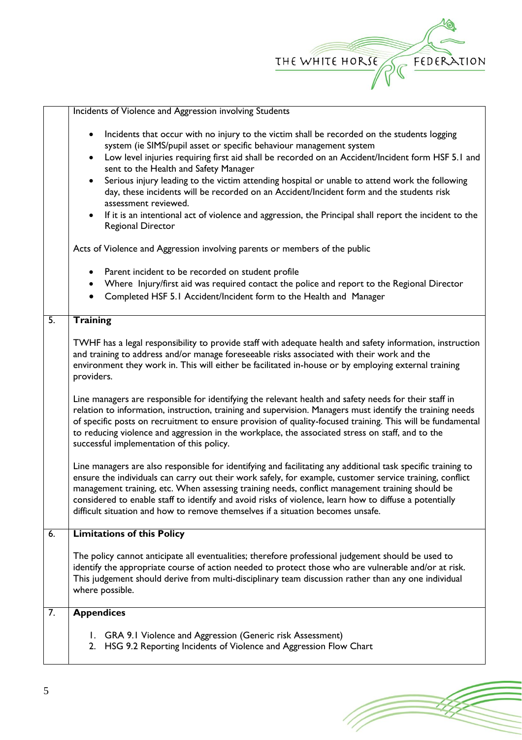Incidents of Violence and Aggression involving Students

- Incidents that occur with no injury to the victim shall be recorded on the students logging system (ie SIMS/pupil asset or specific behaviour management system
- Low level injuries requiring first aid shall be recorded on an Accident/Incident form HSF 5.1 and sent to the Health and Safety Manager
- Serious injury leading to the victim attending hospital or unable to attend work the following day, these incidents will be recorded on an Accident/Incident form and the students risk assessment reviewed.
- If it is an intentional act of violence and aggression, the Principal shall report the incident to the Regional Director

Acts of Violence and Aggression involving parents or members of the public

- Parent incident to be recorded on student profile
- Where Injury/first aid was required contact the police and report to the Regional Director
- Completed HSF 5.1 Accident/Incident form to the Health and Manager

## 5. Training

TWHF has a legal responsibility to provide staff with adequate health and safety information, instruction and training to address and/or manage foreseeable risks associated with their work and the environment they work in. This will either be facilitated in-house or by employing external training providers.

Line managers are responsible for identifying the relevant health and safety needs for their staff in relation to information, instruction, training and supervision. Managers must identify the training needs of specific posts on recruitment to ensure provision of quality-focused training. This will be fundamental to reducing violence and aggression in the workplace, the associated stress on staff, and to the successful implementation of this policy.

Line managers are also responsible for identifying and facilitating any additional task specific training to ensure the individuals can carry out their work safely, for example, customer service training, conflict management training, etc. When assessing training needs, conflict management training should be considered to enable staff to identify and avoid risks of violence, learn how to diffuse a potentially difficult situation and how to remove themselves if a situation becomes unsafe.

## 6. Limitations of this Policy

The policy cannot anticipate all eventualities; therefore professional judgement should be used to identify the appropriate course of action needed to protect those who are vulnerable and/or at risk. This judgement should derive from multi-disciplinary team discussion rather than any one individual where possible.

## 7. Appendices

1. GRA 9.1 Violence and Aggression (Generic risk Assessment)
2. HSG 9.2 Reporting Incidents of Violence and Aggression Flow Chart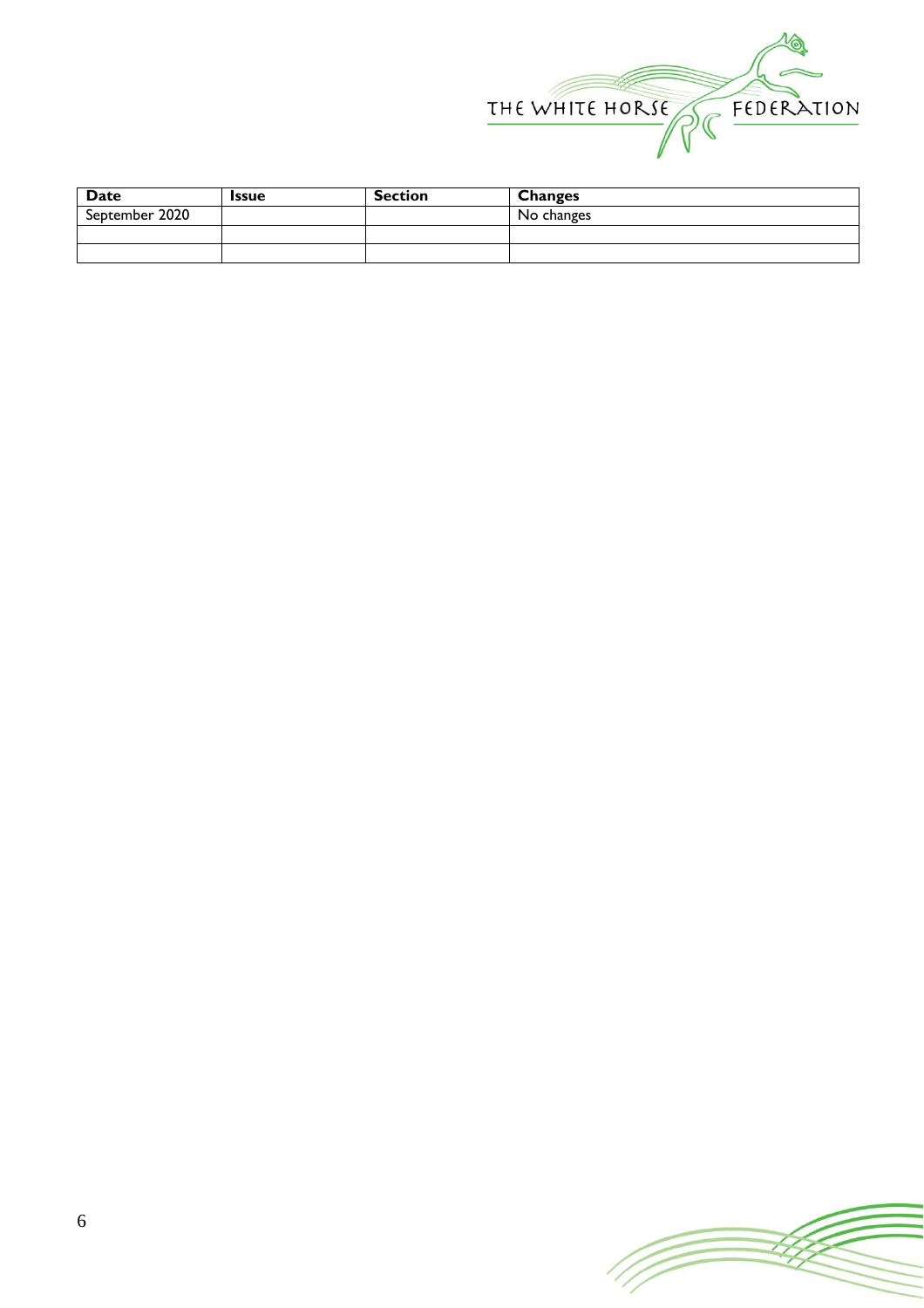| Date | Issue | Section | Changes |
| --- | --- | --- | --- |
| September 2020 | | | No changes |
| | | | |
| | | | |